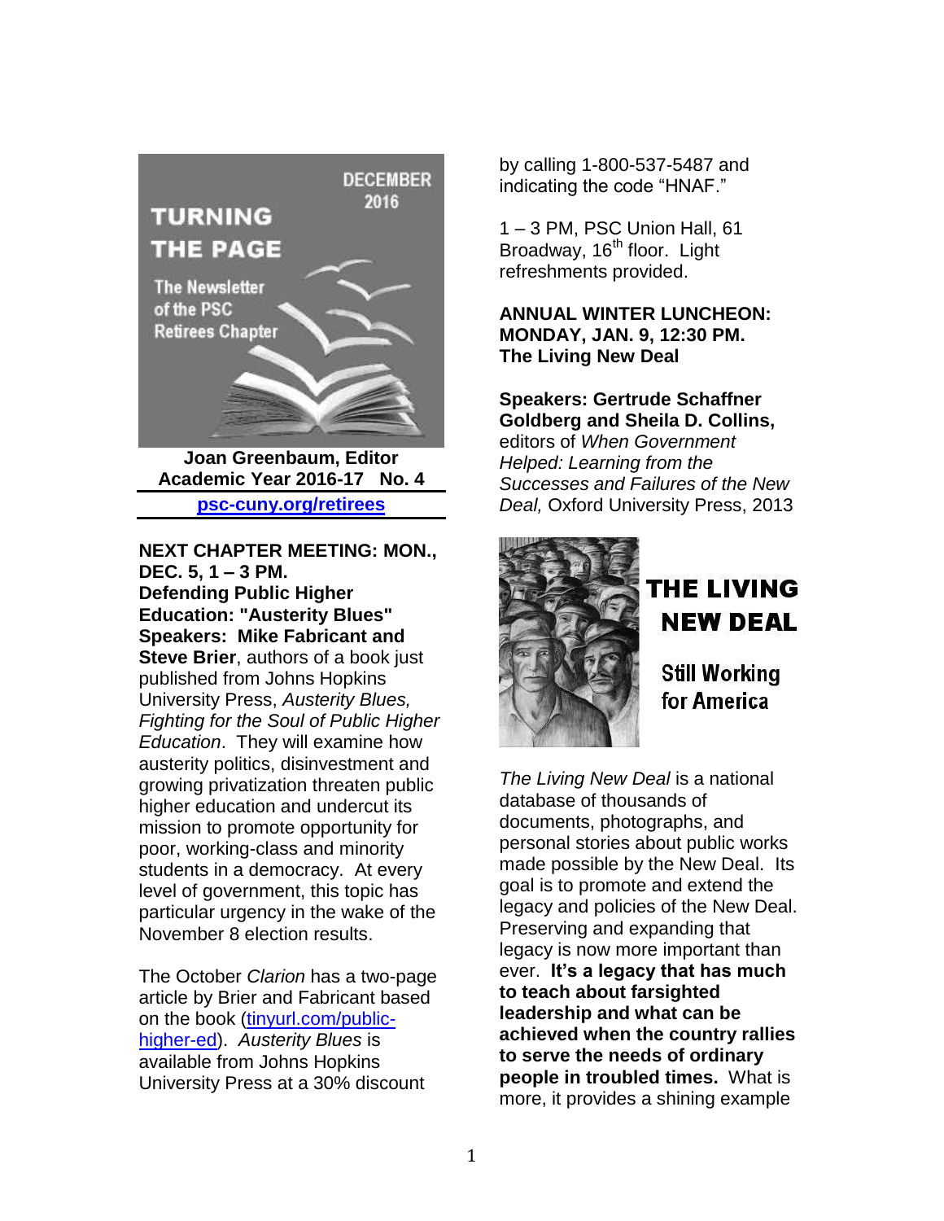# TURNING THE PAGE

DECEMBER 2016

The Newsletter of the PSC Retirees Chapter

**Joan Greenbaum, Editor**
**Academic Year 2016-17 No. 4**
**psc-cuny.org/retirees**

**NEXT CHAPTER MEETING: MON., DEC. 5, 1 – 3 PM.**
**Defending Public Higher Education: "Austerity Blues"**
**Speakers: Mike Fabricant and Steve Brier**, authors of a book just published from Johns Hopkins University Press, *Austerity Blues, Fighting for the Soul of Public Higher Education*. They will examine how austerity politics, disinvestment and growing privatization threaten public higher education and undercut its mission to promote opportunity for poor, working-class and minority students in a democracy. At every level of government, this topic has particular urgency in the wake of the November 8 election results.

The October *Clarion* has a two-page article by Brier and Fabricant based on the book (tinyurl.com/public-higher-ed). *Austerity Blues* is available from Johns Hopkins University Press at a 30% discount by calling 1-800-537-5487 and indicating the code "HNAF."

1 – 3 PM, PSC Union Hall, 61 Broadway, 16th floor. Light refreshments provided.

**ANNUAL WINTER LUNCHEON: MONDAY, JAN. 9, 12:30 PM.**
**The Living New Deal**

**Speakers: Gertrude Schaffner Goldberg and Sheila D. Collins,** editors of *When Government Helped: Learning from the Successes and Failures of the New Deal,* Oxford University Press, 2013

THE LIVING NEW DEAL

Still Working for America

*The Living New Deal* is a national database of thousands of documents, photographs, and personal stories about public works made possible by the New Deal. Its goal is to promote and extend the legacy and policies of the New Deal. Preserving and expanding that legacy is now more important than ever. **It's a legacy that has much to teach about farsighted leadership and what can be achieved when the country rallies to serve the needs of ordinary people in troubled times.** What is more, it provides a shining example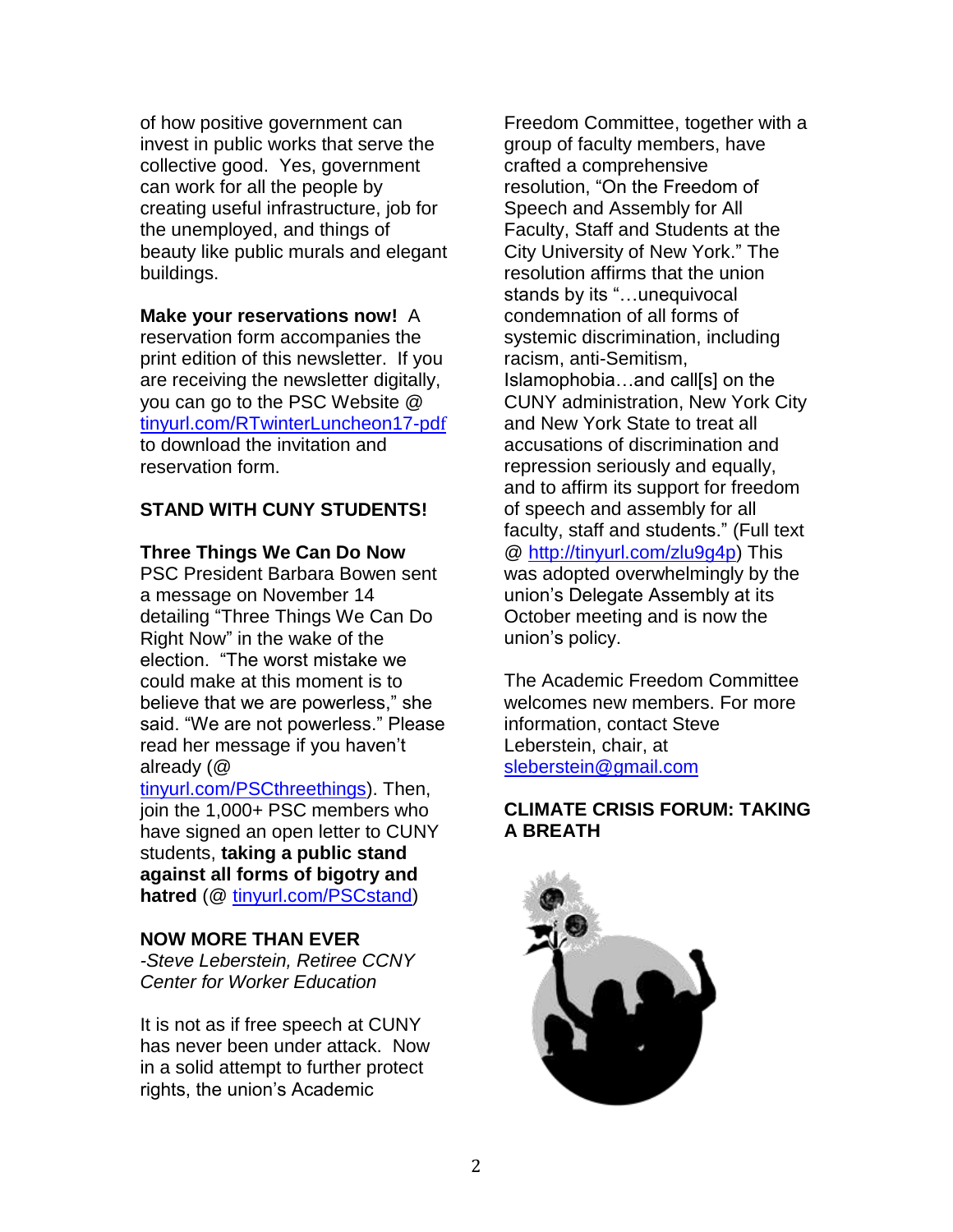of how positive government can invest in public works that serve the collective good. Yes, government can work for all the people by creating useful infrastructure, job for the unemployed, and things of beauty like public murals and elegant buildings.

**Make your reservations now!** A reservation form accompanies the print edition of this newsletter. If you are receiving the newsletter digitally, you can go to the PSC Website @ tinyurl.com/RTwinterLuncheon17-pdf to download the invitation and reservation form.

## STAND WITH CUNY STUDENTS!

### Three Things We Can Do Now

PSC President Barbara Bowen sent a message on November 14 detailing "Three Things We Can Do Right Now" in the wake of the election. "The worst mistake we could make at this moment is to believe that we are powerless," she said. "We are not powerless." Please read her message if you haven't already (@ tinyurl.com/PSCthreethings). Then, join the 1,000+ PSC members who have signed an open letter to CUNY students, **taking a public stand against all forms of bigotry and hatred** (@ tinyurl.com/PSCstand)

## NOW MORE THAN EVER

*-Steve Leberstein, Retiree CCNY Center for Worker Education*

It is not as if free speech at CUNY has never been under attack. Now in a solid attempt to further protect rights, the union's Academic Freedom Committee, together with a group of faculty members, have crafted a comprehensive resolution, "On the Freedom of Speech and Assembly for All Faculty, Staff and Students at the City University of New York." The resolution affirms that the union stands by its "…unequivocal condemnation of all forms of systemic discrimination, including racism, anti-Semitism, Islamophobia…and call[s] on the CUNY administration, New York City and New York State to treat all accusations of discrimination and repression seriously and equally, and to affirm its support for freedom of speech and assembly for all faculty, staff and students." (Full text @ http://tinyurl.com/zlu9g4p) This was adopted overwhelmingly by the union's Delegate Assembly at its October meeting and is now the union's policy.

The Academic Freedom Committee welcomes new members. For more information, contact Steve Leberstein, chair, at sleberstein@gmail.com

## CLIMATE CRISIS FORUM: TAKING A BREATH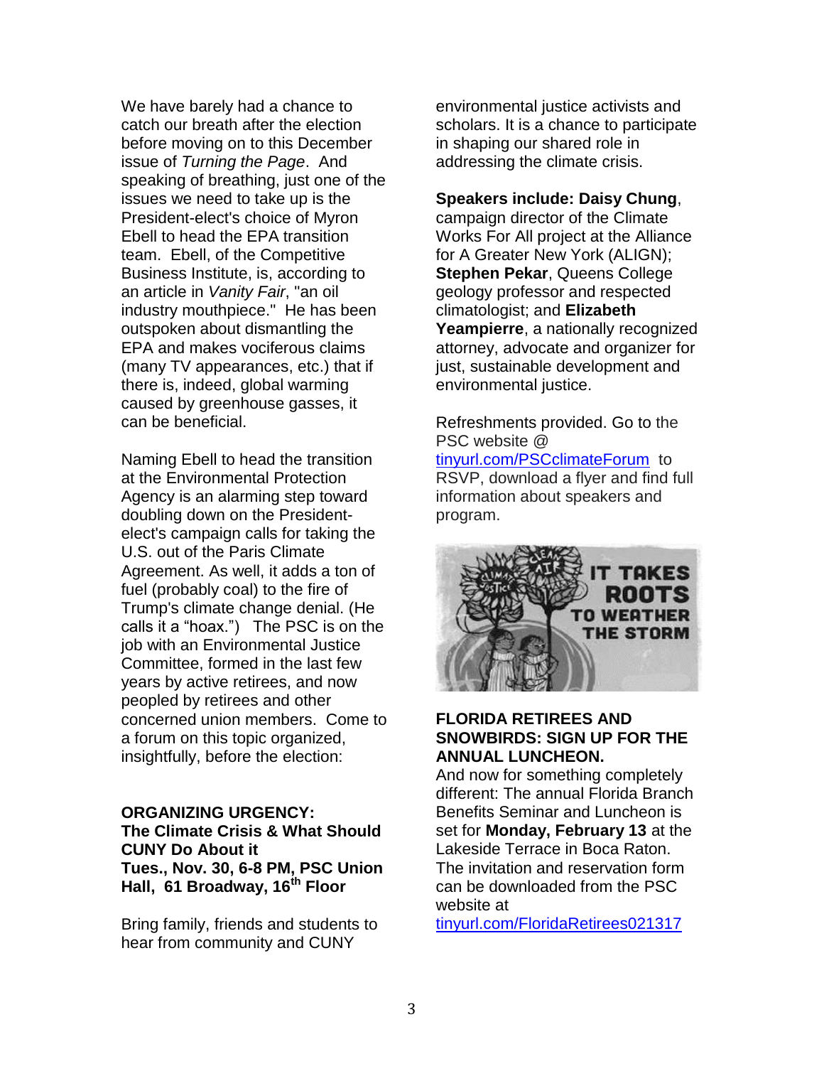We have barely had a chance to catch our breath after the election before moving on to this December issue of *Turning the Page*. And speaking of breathing, just one of the issues we need to take up is the President-elect's choice of Myron Ebell to head the EPA transition team. Ebell, of the Competitive Business Institute, is, according to an article in *Vanity Fair*, "an oil industry mouthpiece." He has been outspoken about dismantling the EPA and makes vociferous claims (many TV appearances, etc.) that if there is, indeed, global warming caused by greenhouse gasses, it can be beneficial.

Naming Ebell to head the transition at the Environmental Protection Agency is an alarming step toward doubling down on the President-elect's campaign calls for taking the U.S. out of the Paris Climate Agreement. As well, it adds a ton of fuel (probably coal) to the fire of Trump's climate change denial. (He calls it a "hoax.") The PSC is on the job with an Environmental Justice Committee, formed in the last few years by active retirees, and now peopled by retirees and other concerned union members. Come to a forum on this topic organized, insightfully, before the election:

**ORGANIZING URGENCY:**
**The Climate Crisis & What Should CUNY Do About it**
**Tues., Nov. 30, 6-8 PM, PSC Union Hall, 61 Broadway, 16th Floor**

Bring family, friends and students to hear from community and CUNY environmental justice activists and scholars. It is a chance to participate in shaping our shared role in addressing the climate crisis.

**Speakers include: Daisy Chung**, campaign director of the Climate Works For All project at the Alliance for A Greater New York (ALIGN); **Stephen Pekar**, Queens College geology professor and respected climatologist; and **Elizabeth Yeampierre**, a nationally recognized attorney, advocate and organizer for just, sustainable development and environmental justice.

Refreshments provided. Go to the PSC website @ tinyurl.com/PSCclimateForum to RSVP, download a flyer and find full information about speakers and program.

**FLORIDA RETIREES AND SNOWBIRDS: SIGN UP FOR THE ANNUAL LUNCHEON.**

And now for something completely different: The annual Florida Branch Benefits Seminar and Luncheon is set for **Monday, February 13** at the Lakeside Terrace in Boca Raton. The invitation and reservation form can be downloaded from the PSC website at tinyurl.com/FloridaRetirees021317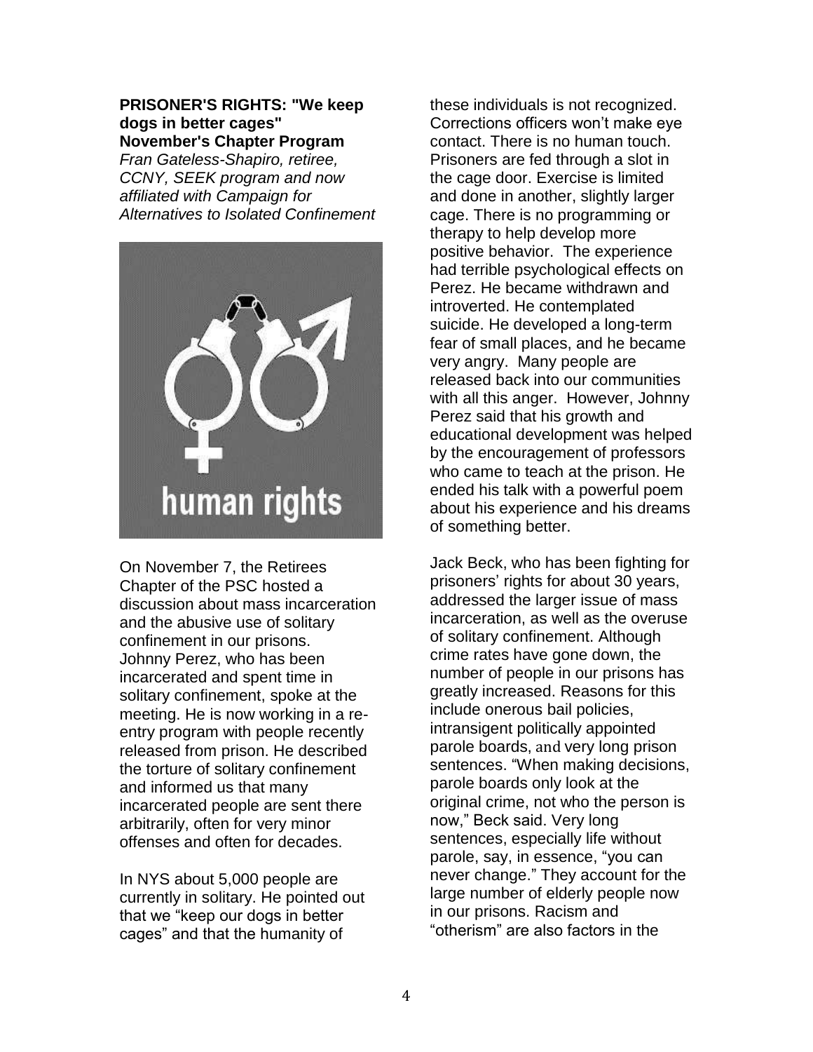**PRISONER'S RIGHTS: "We keep dogs in better cages"**
**November's Chapter Program**

*Fran Gateless-Shapiro, retiree, CCNY, SEEK program and now affiliated with Campaign for Alternatives to Isolated Confinement*

On November 7, the Retirees Chapter of the PSC hosted a discussion about mass incarceration and the abusive use of solitary confinement in our prisons. Johnny Perez, who has been incarcerated and spent time in solitary confinement, spoke at the meeting. He is now working in a re-entry program with people recently released from prison. He described the torture of solitary confinement and informed us that many incarcerated people are sent there arbitrarily, often for very minor offenses and often for decades.

In NYS about 5,000 people are currently in solitary. He pointed out that we "keep our dogs in better cages" and that the humanity of these individuals is not recognized. Corrections officers won't make eye contact. There is no human touch. Prisoners are fed through a slot in the cage door. Exercise is limited and done in another, slightly larger cage. There is no programming or therapy to help develop more positive behavior. The experience had terrible psychological effects on Perez. He became withdrawn and introverted. He contemplated suicide. He developed a long-term fear of small places, and he became very angry. Many people are released back into our communities with all this anger. However, Johnny Perez said that his growth and educational development was helped by the encouragement of professors who came to teach at the prison. He ended his talk with a powerful poem about his experience and his dreams of something better.

Jack Beck, who has been fighting for prisoners' rights for about 30 years, addressed the larger issue of mass incarceration, as well as the overuse of solitary confinement. Although crime rates have gone down, the number of people in our prisons has greatly increased. Reasons for this include onerous bail policies, intransigent politically appointed parole boards, and very long prison sentences. "When making decisions, parole boards only look at the original crime, not who the person is now," Beck said. Very long sentences, especially life without parole, say, in essence, "you can never change." They account for the large number of elderly people now in our prisons. Racism and "otherism" are also factors in the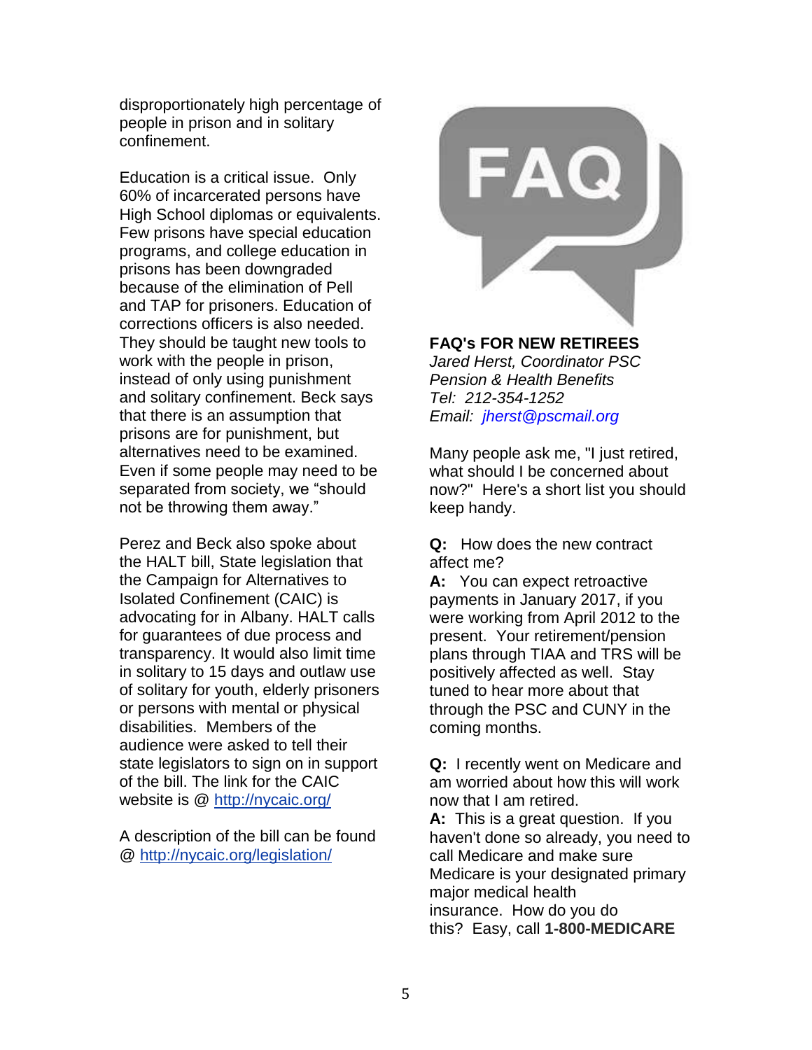disproportionately high percentage of people in prison and in solitary confinement.

Education is a critical issue. Only 60% of incarcerated persons have High School diplomas or equivalents. Few prisons have special education programs, and college education in prisons has been downgraded because of the elimination of Pell and TAP for prisoners. Education of corrections officers is also needed. They should be taught new tools to work with the people in prison, instead of only using punishment and solitary confinement. Beck says that there is an assumption that prisons are for punishment, but alternatives need to be examined. Even if some people may need to be separated from society, we "should not be throwing them away."

Perez and Beck also spoke about the HALT bill, State legislation that the Campaign for Alternatives to Isolated Confinement (CAIC) is advocating for in Albany. HALT calls for guarantees of due process and transparency. It would also limit time in solitary to 15 days and outlaw use of solitary for youth, elderly prisoners or persons with mental or physical disabilities. Members of the audience were asked to tell their state legislators to sign on in support of the bill. The link for the CAIC website is @ http://nycaic.org/

A description of the bill can be found @ http://nycaic.org/legislation/

**FAQ's FOR NEW RETIREES**
*Jared Herst, Coordinator PSC*
*Pension & Health Benefits*
*Tel: 212-354-1252*
*Email: jherst@pscmail.org*

Many people ask me, "I just retired, what should I be concerned about now?" Here's a short list you should keep handy.

**Q:** How does the new contract affect me?
**A:** You can expect retroactive payments in January 2017, if you were working from April 2012 to the present. Your retirement/pension plans through TIAA and TRS will be positively affected as well. Stay tuned to hear more about that through the PSC and CUNY in the coming months.

**Q:** I recently went on Medicare and am worried about how this will work now that I am retired.
**A:** This is a great question. If you haven't done so already, you need to call Medicare and make sure Medicare is your designated primary major medical health insurance. How do you do this? Easy, call **1-800-MEDICARE**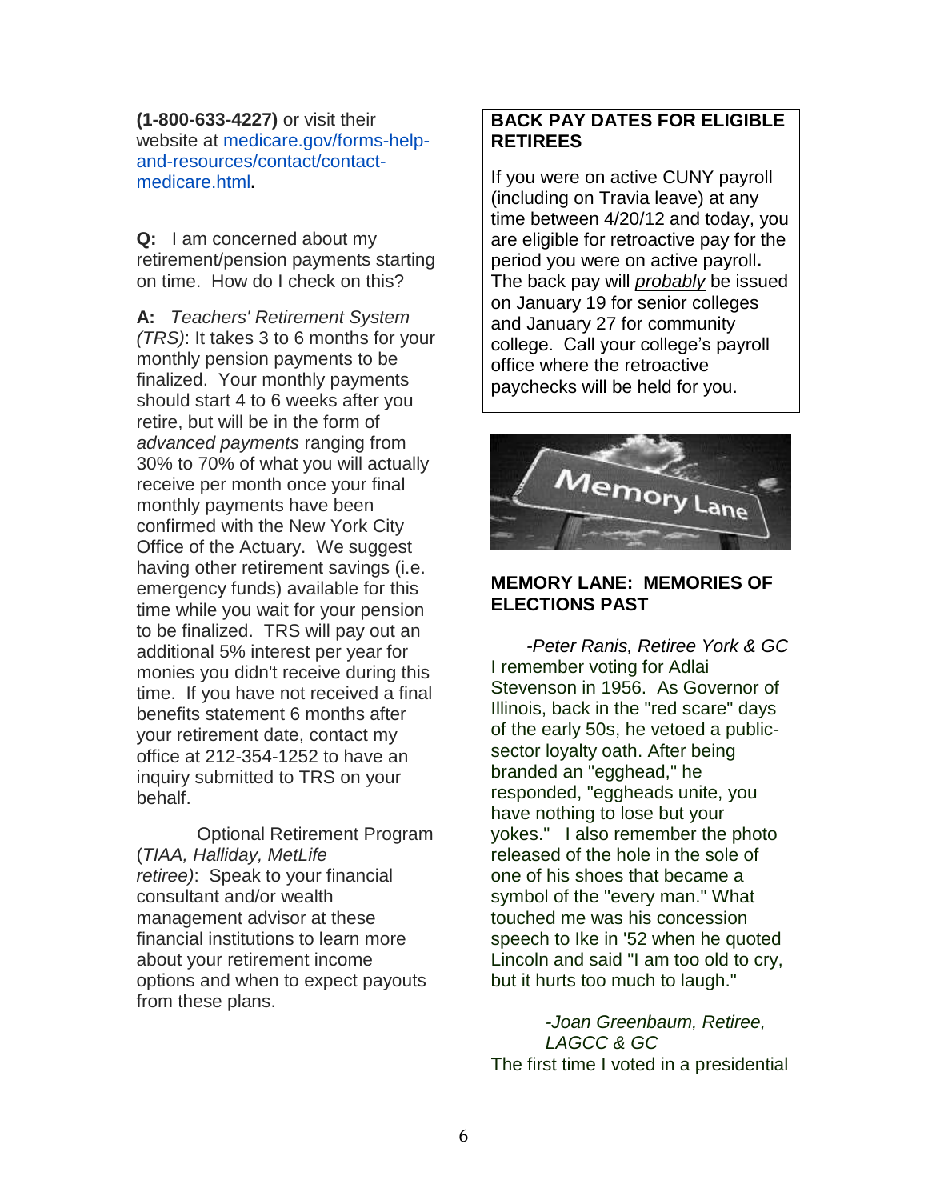**(1-800-633-4227)** or visit their website at medicare.gov/forms-help-and-resources/contact/contact-medicare.html**.**

**Q:** I am concerned about my retirement/pension payments starting on time. How do I check on this?

**A:** *Teachers' Retirement System (TRS)*: It takes 3 to 6 months for your monthly pension payments to be finalized. Your monthly payments should start 4 to 6 weeks after you retire, but will be in the form of *advanced payments* ranging from 30% to 70% of what you will actually receive per month once your final monthly payments have been confirmed with the New York City Office of the Actuary. We suggest having other retirement savings (i.e. emergency funds) available for this time while you wait for your pension to be finalized. TRS will pay out an additional 5% interest per year for monies you didn't receive during this time. If you have not received a final benefits statement 6 months after your retirement date, contact my office at 212-354-1252 to have an inquiry submitted to TRS on your behalf.

Optional Retirement Program (*TIAA, Halliday, MetLife retiree)*: Speak to your financial consultant and/or wealth management advisor at these financial institutions to learn more about your retirement income options and when to expect payouts from these plans.

**BACK PAY DATES FOR ELIGIBLE RETIREES**

If you were on active CUNY payroll (including on Travia leave) at any time between 4/20/12 and today, you are eligible for retroactive pay for the period you were on active payroll**.** The back pay will *probably* be issued on January 19 for senior colleges and January 27 for community college. Call your college's payroll office where the retroactive paychecks will be held for you.

**MEMORY LANE: MEMORIES OF ELECTIONS PAST**

*-Peter Ranis, Retiree York & GC*

I remember voting for Adlai Stevenson in 1956. As Governor of Illinois, back in the "red scare" days of the early 50s, he vetoed a public-sector loyalty oath. After being branded an "egghead," he responded, "eggheads unite, you have nothing to lose but your yokes." I also remember the photo released of the hole in the sole of one of his shoes that became a symbol of the "every man." What touched me was his concession speech to Ike in '52 when he quoted Lincoln and said "I am too old to cry, but it hurts too much to laugh."

*-Joan Greenbaum, Retiree, LAGCC & GC*

The first time I voted in a presidential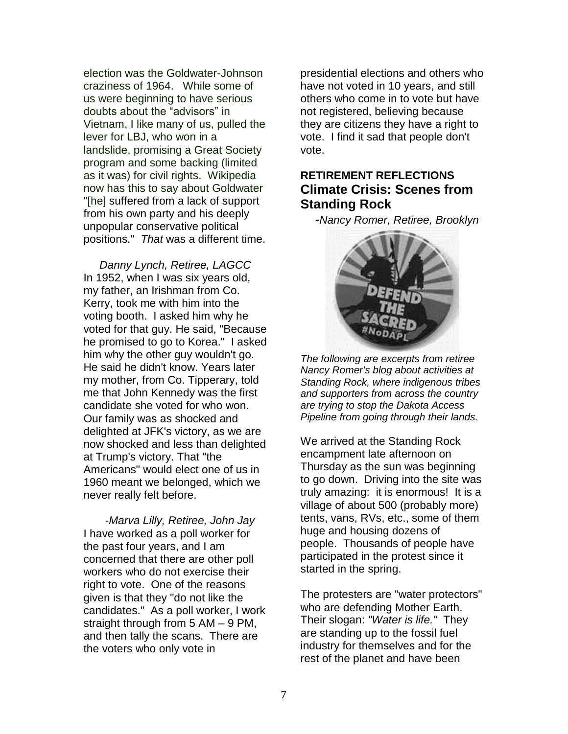election was the Goldwater-Johnson craziness of 1964. While some of us were beginning to have serious doubts about the "advisors" in Vietnam, I like many of us, pulled the lever for LBJ, who won in a landslide, promising a Great Society program and some backing (limited as it was) for civil rights. Wikipedia now has this to say about Goldwater "[he] suffered from a lack of support from his own party and his deeply unpopular conservative political positions." *That* was a different time.

*Danny Lynch, Retiree, LAGCC*

In 1952, when I was six years old, my father, an Irishman from Co. Kerry, took me with him into the voting booth. I asked him why he voted for that guy. He said, "Because he promised to go to Korea." I asked him why the other guy wouldn't go. He said he didn't know. Years later my mother, from Co. Tipperary, told me that John Kennedy was the first candidate she voted for who won. Our family was as shocked and delighted at JFK's victory, as we are now shocked and less than delighted at Trump's victory. That "the Americans" would elect one of us in 1960 meant we belonged, which we never really felt before.

*-Marva Lilly, Retiree, John Jay*

I have worked as a poll worker for the past four years, and I am concerned that there are other poll workers who do not exercise their right to vote. One of the reasons given is that they "do not like the candidates." As a poll worker, I work straight through from 5 AM – 9 PM, and then tally the scans. There are the voters who only vote in presidential elections and others who have not voted in 10 years, and still others who come in to vote but have not registered, believing because they are citizens they have a right to vote. I find it sad that people don't vote.

**RETIREMENT REFLECTIONS**

## Climate Crisis: Scenes from Standing Rock

*-Nancy Romer, Retiree, Brooklyn*

*The following are excerpts from retiree Nancy Romer's blog about activities at Standing Rock, where indigenous tribes and supporters from across the country are trying to stop the Dakota Access Pipeline from going through their lands.*

We arrived at the Standing Rock encampment late afternoon on Thursday as the sun was beginning to go down. Driving into the site was truly amazing: it is enormous! It is a village of about 500 (probably more) tents, vans, RVs, etc., some of them huge and housing dozens of people. Thousands of people have participated in the protest since it started in the spring.

The protesters are "water protectors" who are defending Mother Earth. Their slogan: *"Water is life."* They are standing up to the fossil fuel industry for themselves and for the rest of the planet and have been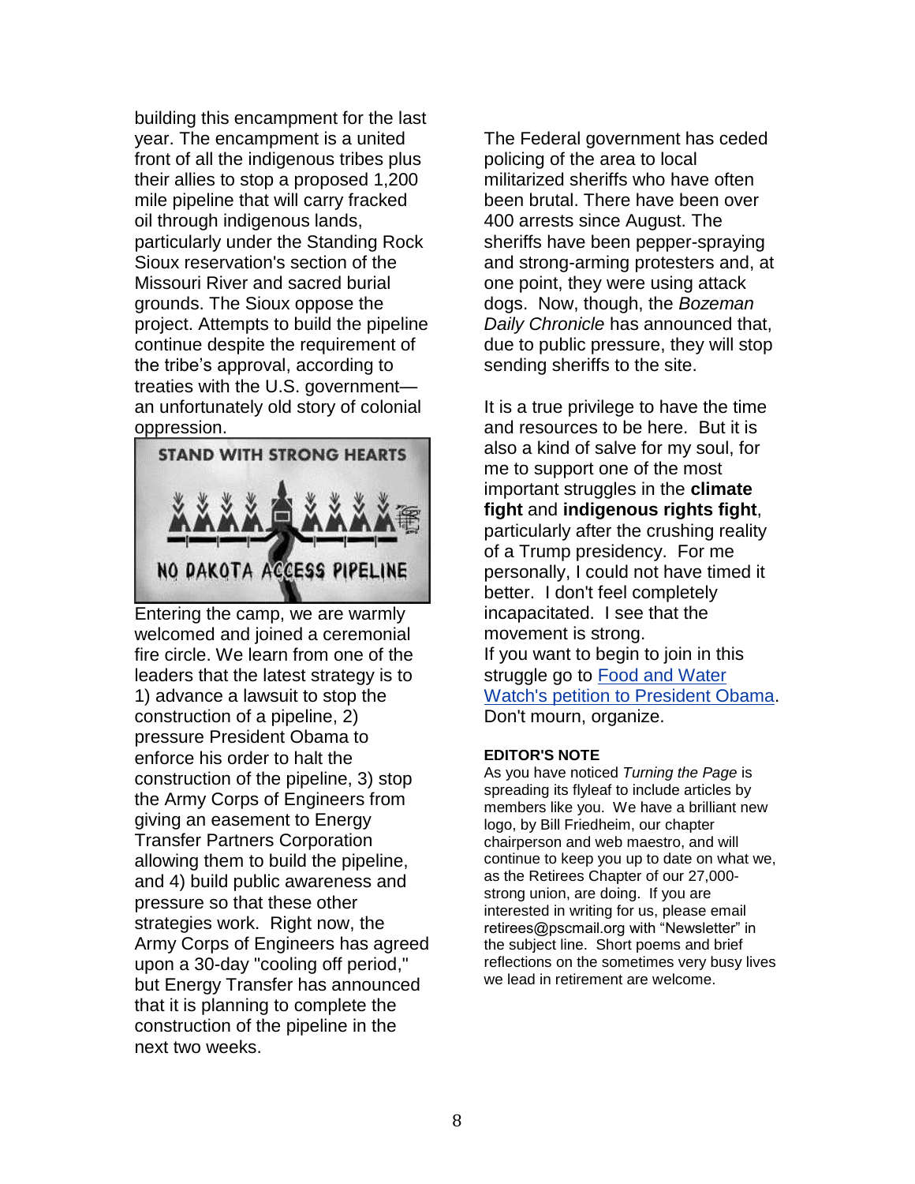building this encampment for the last year. The encampment is a united front of all the indigenous tribes plus their allies to stop a proposed 1,200 mile pipeline that will carry fracked oil through indigenous lands, particularly under the Standing Rock Sioux reservation's section of the Missouri River and sacred burial grounds. The Sioux oppose the project. Attempts to build the pipeline continue despite the requirement of the tribe's approval, according to treaties with the U.S. government—an unfortunately old story of colonial oppression.

STAND WITH STRONG HEARTS

NO DAKOTA ACCESS PIPELINE

Entering the camp, we are warmly welcomed and joined a ceremonial fire circle. We learn from one of the leaders that the latest strategy is to 1) advance a lawsuit to stop the construction of a pipeline, 2) pressure President Obama to enforce his order to halt the construction of the pipeline, 3) stop the Army Corps of Engineers from giving an easement to Energy Transfer Partners Corporation allowing them to build the pipeline, and 4) build public awareness and pressure so that these other strategies work. Right now, the Army Corps of Engineers has agreed upon a 30-day "cooling off period," but Energy Transfer has announced that it is planning to complete the construction of the pipeline in the next two weeks.

The Federal government has ceded policing of the area to local militarized sheriffs who have often been brutal. There have been over 400 arrests since August. The sheriffs have been pepper-spraying and strong-arming protesters and, at one point, they were using attack dogs. Now, though, the *Bozeman Daily Chronicle* has announced that, due to public pressure, they will stop sending sheriffs to the site.

It is a true privilege to have the time and resources to be here. But it is also a kind of salve for my soul, for me to support one of the most important struggles in the **climate fight** and **indigenous rights fight**, particularly after the crushing reality of a Trump presidency. For me personally, I could not have timed it better. I don't feel completely incapacitated. I see that the movement is strong.
If you want to begin to join in this struggle go to [Food and Water Watch's petition to President Obama](). Don't mourn, organize.

**EDITOR'S NOTE**

As you have noticed *Turning the Page* is spreading its flyleaf to include articles by members like you. We have a brilliant new logo, by Bill Friedheim, our chapter chairperson and web maestro, and will continue to keep you up to date on what we, as the Retirees Chapter of our 27,000-strong union, are doing. If you are interested in writing for us, please email retirees@pscmail.org with "Newsletter" in the subject line. Short poems and brief reflections on the sometimes very busy lives we lead in retirement are welcome.